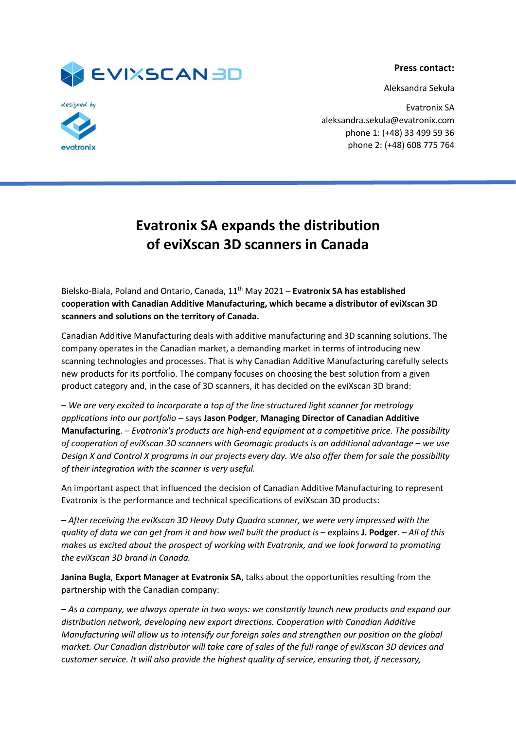**Press contact:**

Aleksandra Sekuła

Evatronix SA
aleksandra.sekula@evatronix.com
phone 1: (+48) 33 499 59 36
phone 2: (+48) 608 775 764

# Evatronix SA expands the distribution of eviXscan 3D scanners in Canada

Bielsko-Biala, Poland and Ontario, Canada, 11th May 2021 – **Evatronix SA has established cooperation with Canadian Additive Manufacturing, which became a distributor of eviXscan 3D scanners and solutions on the territory of Canada.**

Canadian Additive Manufacturing deals with additive manufacturing and 3D scanning solutions. The company operates in the Canadian market, a demanding market in terms of introducing new scanning technologies and processes. That is why Canadian Additive Manufacturing carefully selects new products for its portfolio. The company focuses on choosing the best solution from a given product category and, in the case of 3D scanners, it has decided on the eviXscan 3D brand:

– *We are very excited to incorporate a top of the line structured light scanner for metrology applications into our portfolio* – says **Jason Podger**, **Managing Director of Canadian Additive Manufacturing**. – *Evatronix's products are high-end equipment at a competitive price. The possibility of cooperation of eviXscan 3D scanners with Geomagic products is an additional advantage – we use Design X and Control X programs in our projects every day. We also offer them for sale the possibility of their integration with the scanner is very useful.*

An important aspect that influenced the decision of Canadian Additive Manufacturing to represent Evatronix is the performance and technical specifications of eviXscan 3D products:

– *After receiving the eviXscan 3D Heavy Duty Quadro scanner, we were very impressed with the quality of data we can get from it and how well built the product is* – explains **J. Podger**. – *All of this makes us excited about the prospect of working with Evatronix, and we look forward to promoting the eviXscan 3D brand in Canada.*

**Janina Bugla**, **Export Manager at Evatronix SA**, talks about the opportunities resulting from the partnership with the Canadian company:

– *As a company, we always operate in two ways: we constantly launch new products and expand our distribution network, developing new export directions. Cooperation with Canadian Additive Manufacturing will allow us to intensify our foreign sales and strengthen our position on the global market. Our Canadian distributor will take care of sales of the full range of eviXscan 3D devices and customer service. It will also provide the highest quality of service, ensuring that, if necessary,*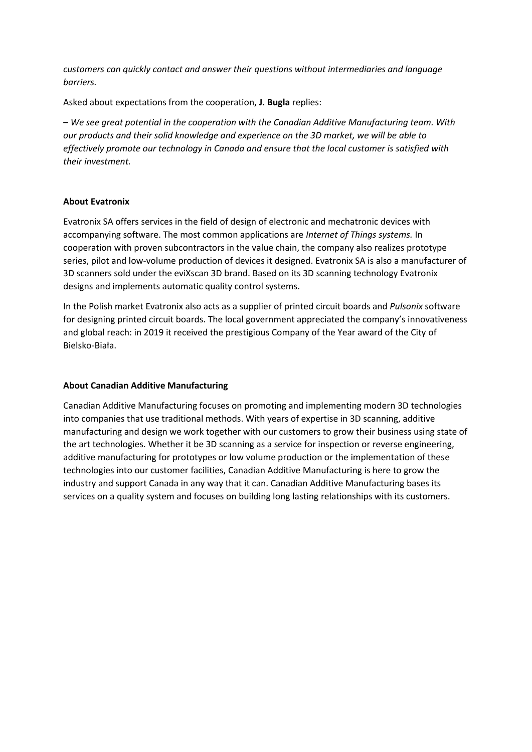*customers can quickly contact and answer their questions without intermediaries and language barriers.*

Asked about expectations from the cooperation, **J. Bugla** replies:

– *We see great potential in the cooperation with the Canadian Additive Manufacturing team. With our products and their solid knowledge and experience on the 3D market, we will be able to effectively promote our technology in Canada and ensure that the local customer is satisfied with their investment.*

**About Evatronix**

Evatronix SA offers services in the field of design of electronic and mechatronic devices with accompanying software. The most common applications are *Internet of Things systems.* In cooperation with proven subcontractors in the value chain, the company also realizes prototype series, pilot and low-volume production of devices it designed. Evatronix SA is also a manufacturer of 3D scanners sold under the eviXscan 3D brand. Based on its 3D scanning technology Evatronix designs and implements automatic quality control systems.

In the Polish market Evatronix also acts as a supplier of printed circuit boards and *Pulsonix* software for designing printed circuit boards. The local government appreciated the company's innovativeness and global reach: in 2019 it received the prestigious Company of the Year award of the City of Bielsko-Biała.

**About Canadian Additive Manufacturing**

Canadian Additive Manufacturing focuses on promoting and implementing modern 3D technologies into companies that use traditional methods. With years of expertise in 3D scanning, additive manufacturing and design we work together with our customers to grow their business using state of the art technologies. Whether it be 3D scanning as a service for inspection or reverse engineering, additive manufacturing for prototypes or low volume production or the implementation of these technologies into our customer facilities, Canadian Additive Manufacturing is here to grow the industry and support Canada in any way that it can. Canadian Additive Manufacturing bases its services on a quality system and focuses on building long lasting relationships with its customers.